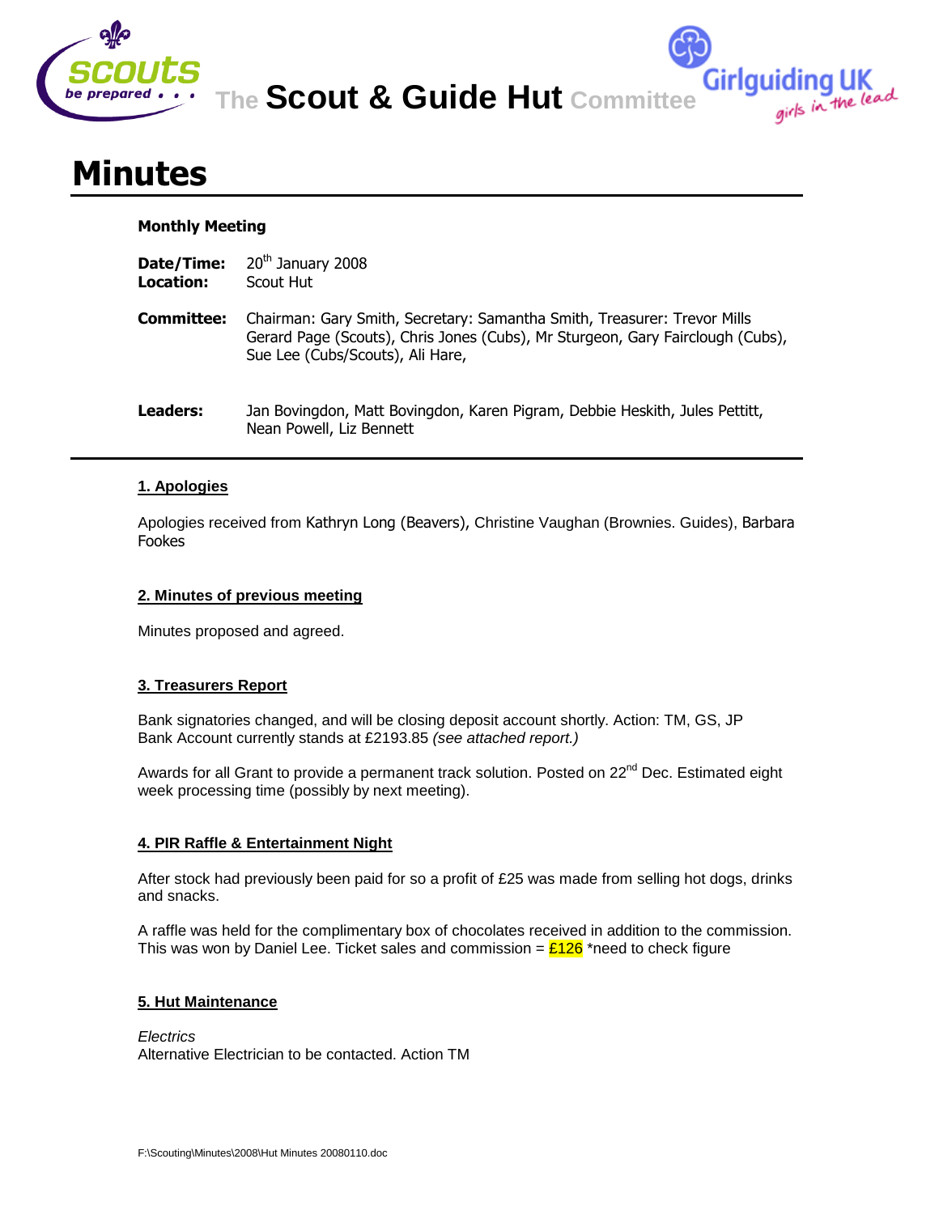The **Scout & Guide Hut** Committee

# Minutes

**Monthly Meeting**

**Date/Time:** 20th January 2008
**Location:** Scout Hut

**Committee:** Chairman: Gary Smith, Secretary: Samantha Smith, Treasurer: Trevor Mills Gerard Page (Scouts), Chris Jones (Cubs), Mr Sturgeon, Gary Fairclough (Cubs), Sue Lee (Cubs/Scouts), Ali Hare,

**Leaders:** Jan Bovingdon, Matt Bovingdon, Karen Pigram, Debbie Heskith, Jules Pettitt, Nean Powell, Liz Bennett

---

## 1. Apologies

Apologies received from Kathryn Long (Beavers), Christine Vaughan (Brownies. Guides), Barbara Fookes

## 2. Minutes of previous meeting

Minutes proposed and agreed.

## 3. Treasurers Report

Bank signatories changed, and will be closing deposit account shortly. Action: TM, GS, JP
Bank Account currently stands at £2193.85 *(see attached report.)*

Awards for all Grant to provide a permanent track solution. Posted on 22nd Dec. Estimated eight week processing time (possibly by next meeting).

## 4. PIR Raffle & Entertainment Night

After stock had previously been paid for so a profit of £25 was made from selling hot dogs, drinks and snacks.

A raffle was held for the complimentary box of chocolates received in addition to the commission. This was won by Daniel Lee. Ticket sales and commission = £126 *need to check figure

## 5. Hut Maintenance

*Electrics*
Alternative Electrician to be contacted. Action TM

F:\Scouting\Minutes\2008\Hut Minutes 20080110.doc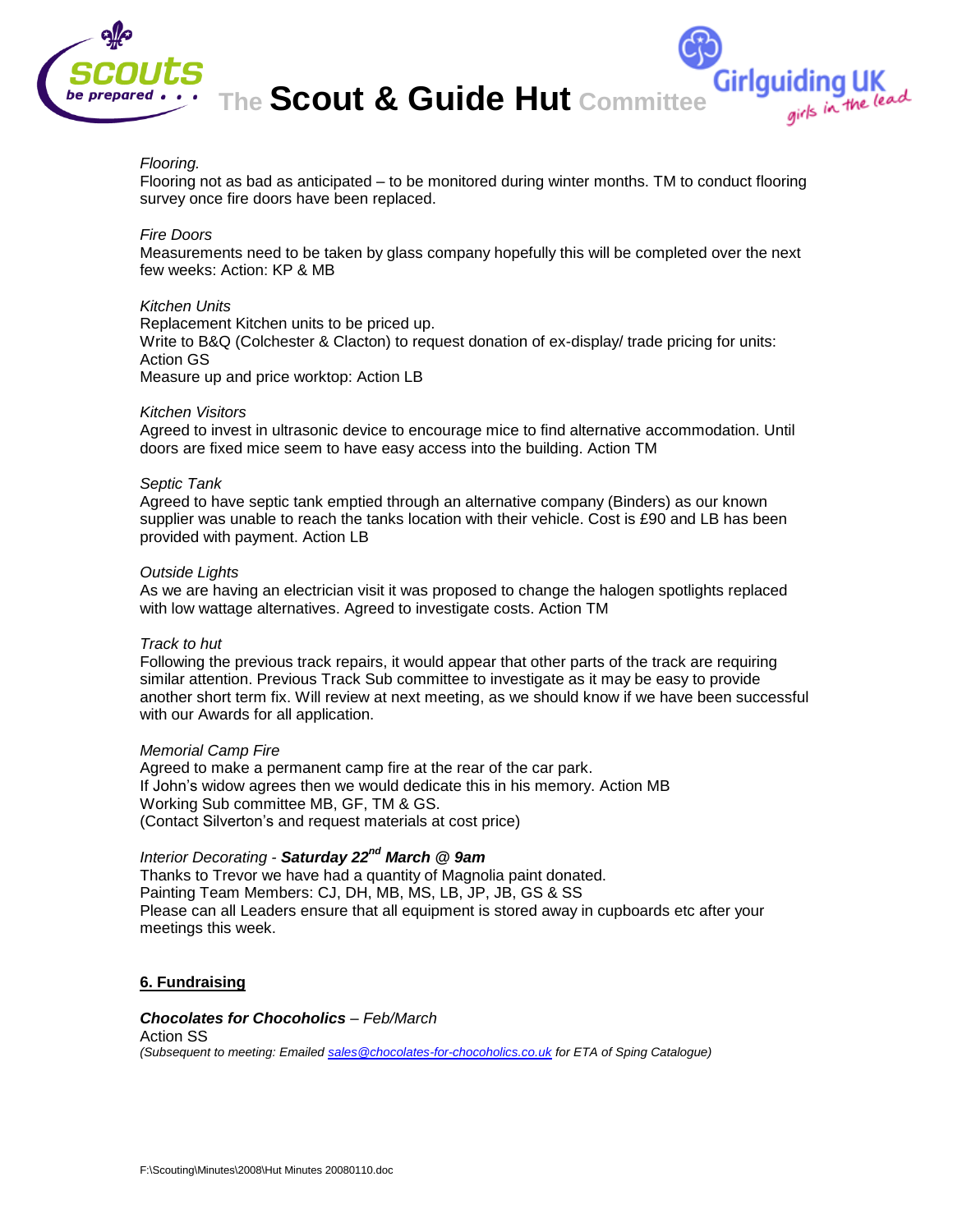*Flooring.*
Flooring not as bad as anticipated – to be monitored during winter months. TM to conduct flooring survey once fire doors have been replaced.

*Fire Doors*
Measurements need to be taken by glass company hopefully this will be completed over the next few weeks: Action: KP & MB

*Kitchen Units*
Replacement Kitchen units to be priced up.
Write to B&Q (Colchester & Clacton) to request donation of ex-display/ trade pricing for units: Action GS
Measure up and price worktop: Action LB

*Kitchen Visitors*
Agreed to invest in ultrasonic device to encourage mice to find alternative accommodation. Until doors are fixed mice seem to have easy access into the building. Action TM

*Septic Tank*
Agreed to have septic tank emptied through an alternative company (Binders) as our known supplier was unable to reach the tanks location with their vehicle. Cost is £90 and LB has been provided with payment. Action LB

*Outside Lights*
As we are having an electrician visit it was proposed to change the halogen spotlights replaced with low wattage alternatives. Agreed to investigate costs. Action TM

*Track to hut*
Following the previous track repairs, it would appear that other parts of the track are requiring similar attention. Previous Track Sub committee to investigate as it may be easy to provide another short term fix. Will review at next meeting, as we should know if we have been successful with our Awards for all application.

*Memorial Camp Fire*
Agreed to make a permanent camp fire at the rear of the car park.
If John's widow agrees then we would dedicate this in his memory. Action MB
Working Sub committee MB, GF, TM & GS.
(Contact Silverton's and request materials at cost price)

*Interior Decorating - **Saturday 22nd March @ 9am***
Thanks to Trevor we have had a quantity of Magnolia paint donated.
Painting Team Members: CJ, DH, MB, MS, LB, JP, JB, GS & SS
Please can all Leaders ensure that all equipment is stored away in cupboards etc after your meetings this week.

## 6. Fundraising

***Chocolates for Chocoholics*** *– Feb/March*
Action SS
*(Subsequent to meeting: Emailed sales@chocolates-for-chocoholics.co.uk for ETA of Sping Catalogue)*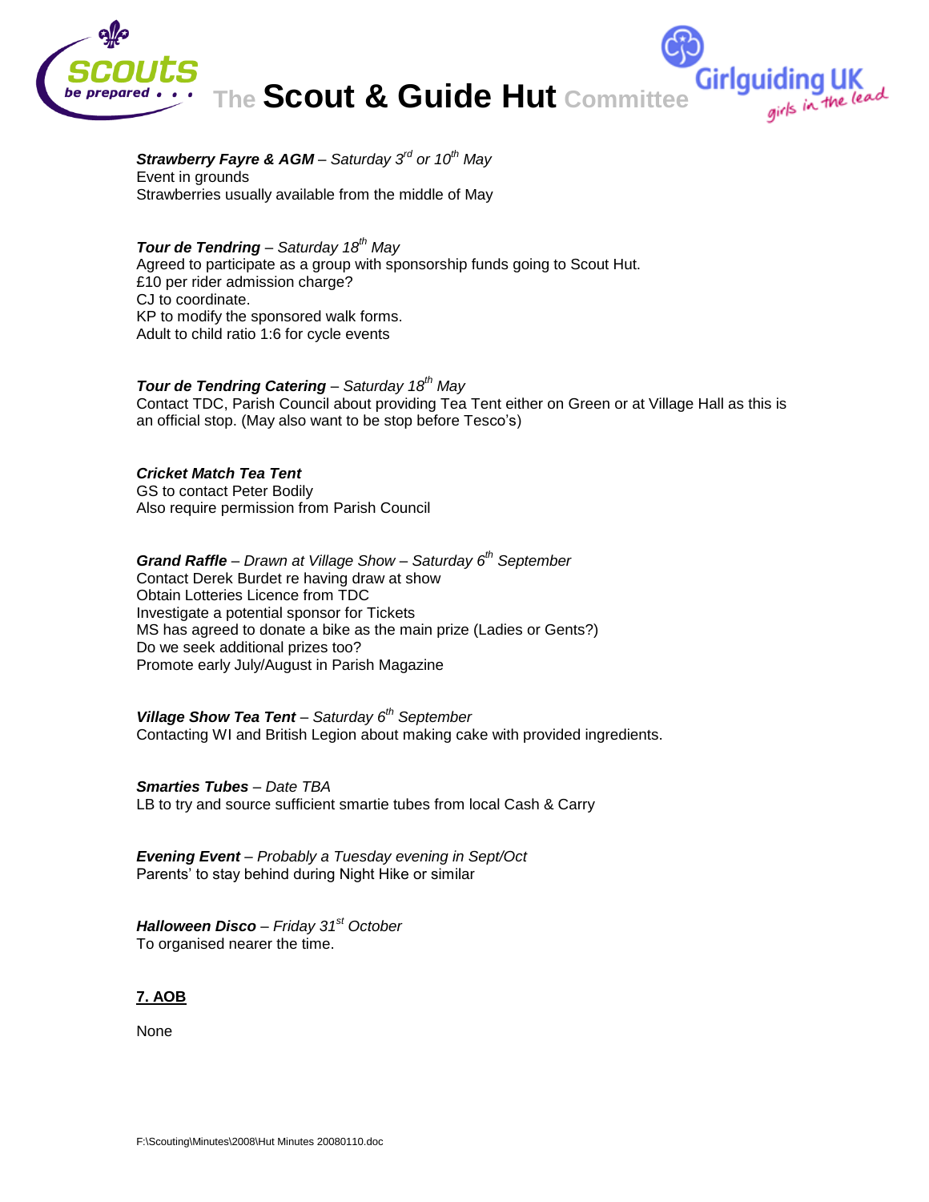***Strawberry Fayre & AGM*** *– Saturday 3rd or 10th May*
Event in grounds
Strawberries usually available from the middle of May

***Tour de Tendring*** *– Saturday 18th May*
Agreed to participate as a group with sponsorship funds going to Scout Hut.
£10 per rider admission charge?
CJ to coordinate.
KP to modify the sponsored walk forms.
Adult to child ratio 1:6 for cycle events

***Tour de Tendring Catering*** *– Saturday 18th May*
Contact TDC, Parish Council about providing Tea Tent either on Green or at Village Hall as this is an official stop. (May also want to be stop before Tesco's)

***Cricket Match Tea Tent***
GS to contact Peter Bodily
Also require permission from Parish Council

***Grand Raffle*** *– Drawn at Village Show – Saturday 6th September*
Contact Derek Burdet re having draw at show
Obtain Lotteries Licence from TDC
Investigate a potential sponsor for Tickets
MS has agreed to donate a bike as the main prize (Ladies or Gents?)
Do we seek additional prizes too?
Promote early July/August in Parish Magazine

***Village Show Tea Tent*** *– Saturday 6th September*
Contacting WI and British Legion about making cake with provided ingredients.

***Smarties Tubes*** *– Date TBA*
LB to try and source sufficient smartie tubes from local Cash & Carry

***Evening Event*** *– Probably a Tuesday evening in Sept/Oct*
Parents' to stay behind during Night Hike or similar

***Halloween Disco*** *– Friday 31st October*
To organised nearer the time.

## 7. AOB

None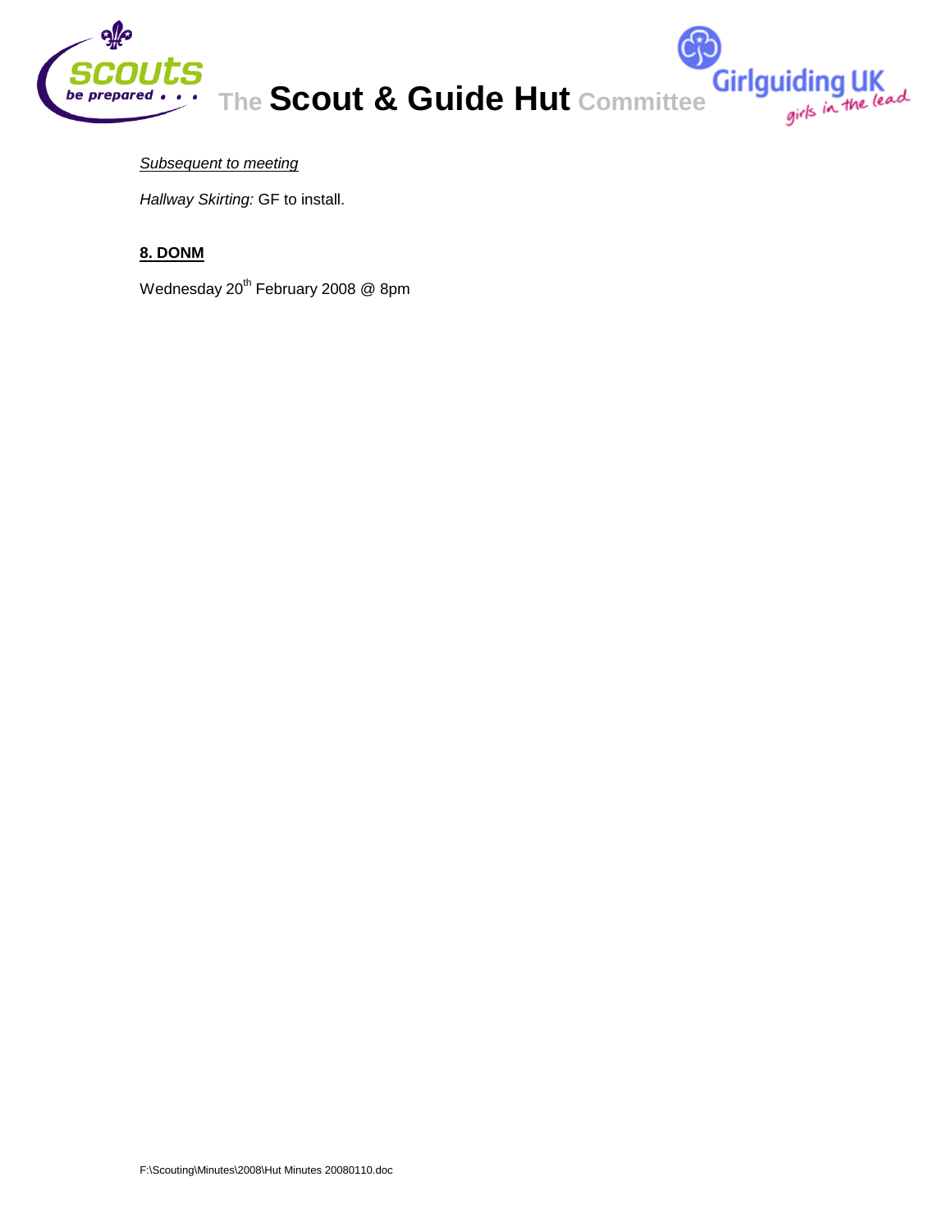*Subsequent to meeting*

*Hallway Skirting:* GF to install.

## 8. DONM

Wednesday 20th February 2008 @ 8pm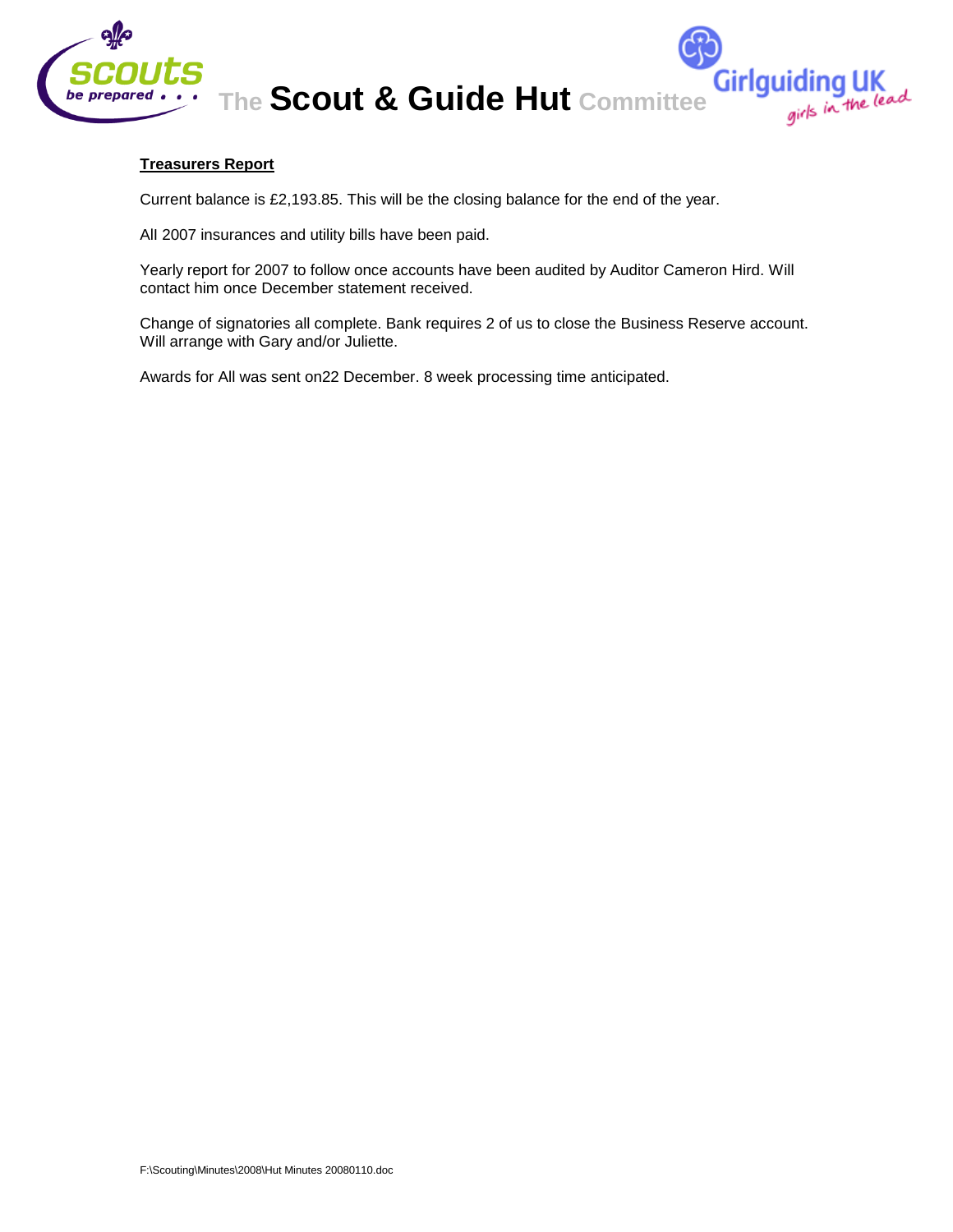**Treasurers Report**

Current balance is £2,193.85. This will be the closing balance for the end of the year.

All 2007 insurances and utility bills have been paid.

Yearly report for 2007 to follow once accounts have been audited by Auditor Cameron Hird. Will contact him once December statement received.

Change of signatories all complete. Bank requires 2 of us to close the Business Reserve account. Will arrange with Gary and/or Juliette.

Awards for All was sent on22 December. 8 week processing time anticipated.